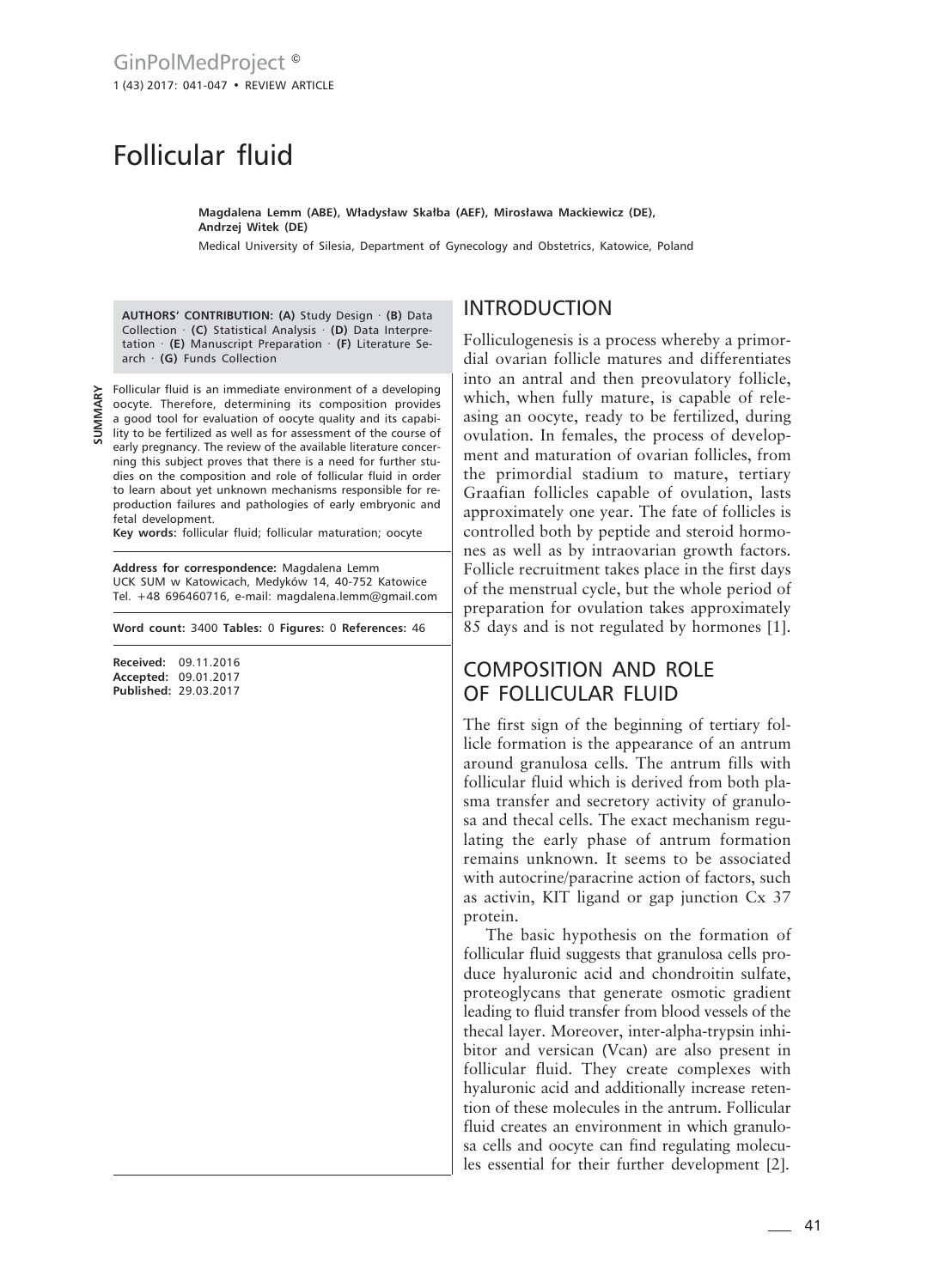# Follicular fluid

**Magdalena Lemm (ABE), Władysław Skałba (AEF), Mirosława Mackiewicz (DE), Andrzej Witek (DE)**

Medical University of Silesia, Department of Gynecology and Obstetrics, Katowice, Poland

**AUTHORS' CONTRIBUTION: (A)** Study Design · **(B)** Data Collection · **(C)** Statistical Analysis · **(D)** Data Interpretation · **(E)** Manuscript Preparation · **(F)** Literature Search · **(G)** Funds Collection

**SUMMARY**

Follicular fluid is an immediate environment of a developing oocyte. Therefore, determining its composition provides a good tool for evaluation of oocyte quality and its capability to be fertilized as well as for assessment of the course of early pregnancy. The review of the available literature concerning this subject proves that there is a need for further studies on the composition and role of follicular fluid in order to learn about yet unknown mechanisms responsible for reproduction failures and pathologies of early embryonic and fetal development.

**Key words:** follicular fluid; follicular maturation; oocyte

**Address for correspondence:** Magdalena Lemm
UCK SUM w Katowicach, Medyków 14, 40-752 Katowice
Tel. +48 696460716, e-mail: magdalena.lemm@gmail.com

**Word count:** 3400 **Tables:** 0 **Figures:** 0 **References:** 46

**Received:** 09.11.2016
**Accepted:** 09.01.2017
**Published:** 29.03.2017

## INTRODUCTION

Folliculogenesis is a process whereby a primordial ovarian follicle matures and differentiates into an antral and then preovulatory follicle, which, when fully mature, is capable of releasing an oocyte, ready to be fertilized, during ovulation. In females, the process of development and maturation of ovarian follicles, from the primordial stadium to mature, tertiary Graafian follicles capable of ovulation, lasts approximately one year. The fate of follicles is controlled both by peptide and steroid hormones as well as by intraovarian growth factors. Follicle recruitment takes place in the first days of the menstrual cycle, but the whole period of preparation for ovulation takes approximately 85 days and is not regulated by hormones [1].

## COMPOSITION AND ROLE OF FOLLICULAR FLUID

The first sign of the beginning of tertiary follicle formation is the appearance of an antrum around granulosa cells. The antrum fills with follicular fluid which is derived from both plasma transfer and secretory activity of granulosa and thecal cells. The exact mechanism regulating the early phase of antrum formation remains unknown. It seems to be associated with autocrine/paracrine action of factors, such as activin, KIT ligand or gap junction Cx 37 protein.

The basic hypothesis on the formation of follicular fluid suggests that granulosa cells produce hyaluronic acid and chondroitin sulfate, proteoglycans that generate osmotic gradient leading to fluid transfer from blood vessels of the thecal layer. Moreover, inter-alpha-trypsin inhibitor and versican (Vcan) are also present in follicular fluid. They create complexes with hyaluronic acid and additionally increase retention of these molecules in the antrum. Follicular fluid creates an environment in which granulosa cells and oocyte can find regulating molecules essential for their further development [2].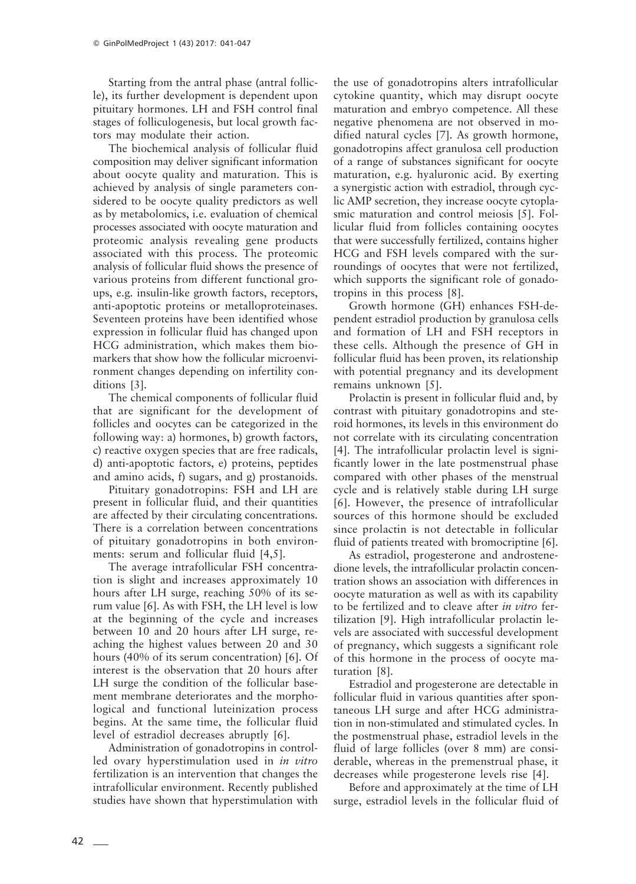Starting from the antral phase (antral follicle), its further development is dependent upon pituitary hormones. LH and FSH control final stages of folliculogenesis, but local growth factors may modulate their action.

The biochemical analysis of follicular fluid composition may deliver significant information about oocyte quality and maturation. This is achieved by analysis of single parameters considered to be oocyte quality predictors as well as by metabolomics, i.e. evaluation of chemical processes associated with oocyte maturation and proteomic analysis revealing gene products associated with this process. The proteomic analysis of follicular fluid shows the presence of various proteins from different functional groups, e.g. insulin-like growth factors, receptors, anti-apoptotic proteins or metalloproteinases. Seventeen proteins have been identified whose expression in follicular fluid has changed upon HCG administration, which makes them biomarkers that show how the follicular microenvironment changes depending on infertility conditions [3].

The chemical components of follicular fluid that are significant for the development of follicles and oocytes can be categorized in the following way: a) hormones, b) growth factors, c) reactive oxygen species that are free radicals, d) anti-apoptotic factors, e) proteins, peptides and amino acids, f) sugars, and g) prostanoids.

Pituitary gonadotropins: FSH and LH are present in follicular fluid, and their quantities are affected by their circulating concentrations. There is a correlation between concentrations of pituitary gonadotropins in both environments: serum and follicular fluid [4,5].

The average intrafollicular FSH concentration is slight and increases approximately 10 hours after LH surge, reaching 50% of its serum value [6]. As with FSH, the LH level is low at the beginning of the cycle and increases between 10 and 20 hours after LH surge, reaching the highest values between 20 and 30 hours (40% of its serum concentration) [6]. Of interest is the observation that 20 hours after LH surge the condition of the follicular basement membrane deteriorates and the morphological and functional luteinization process begins. At the same time, the follicular fluid level of estradiol decreases abruptly [6].

Administration of gonadotropins in controlled ovary hyperstimulation used in *in vitro* fertilization is an intervention that changes the intrafollicular environment. Recently published studies have shown that hyperstimulation with the use of gonadotropins alters intrafollicular cytokine quantity, which may disrupt oocyte maturation and embryo competence. All these negative phenomena are not observed in modified natural cycles [7]. As growth hormone, gonadotropins affect granulosa cell production of a range of substances significant for oocyte maturation, e.g. hyaluronic acid. By exerting a synergistic action with estradiol, through cyclic AMP secretion, they increase oocyte cytoplasmic maturation and control meiosis [5]. Follicular fluid from follicles containing oocytes that were successfully fertilized, contains higher HCG and FSH levels compared with the surroundings of oocytes that were not fertilized, which supports the significant role of gonadotropins in this process [8].

Growth hormone (GH) enhances FSH-dependent estradiol production by granulosa cells and formation of LH and FSH receptors in these cells. Although the presence of GH in follicular fluid has been proven, its relationship with potential pregnancy and its development remains unknown [5].

Prolactin is present in follicular fluid and, by contrast with pituitary gonadotropins and steroid hormones, its levels in this environment do not correlate with its circulating concentration [4]. The intrafollicular prolactin level is significantly lower in the late postmenstrual phase compared with other phases of the menstrual cycle and is relatively stable during LH surge [6]. However, the presence of intrafollicular sources of this hormone should be excluded since prolactin is not detectable in follicular fluid of patients treated with bromocriptine [6].

As estradiol, progesterone and androstenedione levels, the intrafollicular prolactin concentration shows an association with differences in oocyte maturation as well as with its capability to be fertilized and to cleave after *in vitro* fertilization [9]. High intrafollicular prolactin levels are associated with successful development of pregnancy, which suggests a significant role of this hormone in the process of oocyte maturation [8].

Estradiol and progesterone are detectable in follicular fluid in various quantities after spontaneous LH surge and after HCG administration in non-stimulated and stimulated cycles. In the postmenstrual phase, estradiol levels in the fluid of large follicles (over 8 mm) are considerable, whereas in the premenstrual phase, it decreases while progesterone levels rise [4].

Before and approximately at the time of LH surge, estradiol levels in the follicular fluid of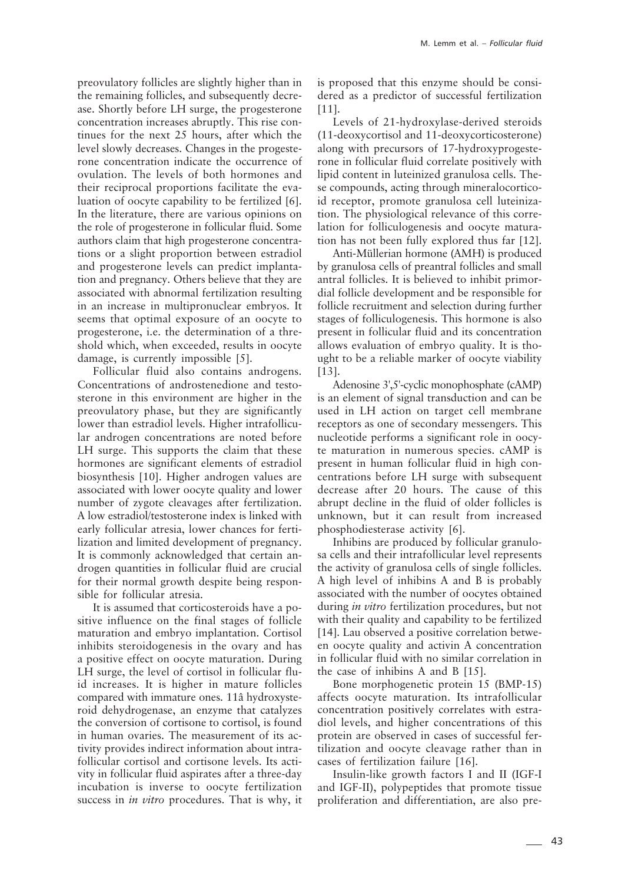preovulatory follicles are slightly higher than in the remaining follicles, and subsequently decrease. Shortly before LH surge, the progesterone concentration increases abruptly. This rise continues for the next 25 hours, after which the level slowly decreases. Changes in the progesterone concentration indicate the occurrence of ovulation. The levels of both hormones and their reciprocal proportions facilitate the evaluation of oocyte capability to be fertilized [6]. In the literature, there are various opinions on the role of progesterone in follicular fluid. Some authors claim that high progesterone concentrations or a slight proportion between estradiol and progesterone levels can predict implantation and pregnancy. Others believe that they are associated with abnormal fertilization resulting in an increase in multipronuclear embryos. It seems that optimal exposure of an oocyte to progesterone, i.e. the determination of a threshold which, when exceeded, results in oocyte damage, is currently impossible [5].

Follicular fluid also contains androgens. Concentrations of androstenedione and testosterone in this environment are higher in the preovulatory phase, but they are significantly lower than estradiol levels. Higher intrafollicular androgen concentrations are noted before LH surge. This supports the claim that these hormones are significant elements of estradiol biosynthesis [10]. Higher androgen values are associated with lower oocyte quality and lower number of zygote cleavages after fertilization. A low estradiol/testosterone index is linked with early follicular atresia, lower chances for fertilization and limited development of pregnancy. It is commonly acknowledged that certain androgen quantities in follicular fluid are crucial for their normal growth despite being responsible for follicular atresia.

It is assumed that corticosteroids have a positive influence on the final stages of follicle maturation and embryo implantation. Cortisol inhibits steroidogenesis in the ovary and has a positive effect on oocyte maturation. During LH surge, the level of cortisol in follicular fluid increases. It is higher in mature follicles compared with immature ones. 11â hydroxysteroid dehydrogenase, an enzyme that catalyzes the conversion of cortisone to cortisol, is found in human ovaries. The measurement of its activity provides indirect information about intrafollicular cortisol and cortisone levels. Its activity in follicular fluid aspirates after a three-day incubation is inverse to oocyte fertilization success in *in vitro* procedures. That is why, it is proposed that this enzyme should be considered as a predictor of successful fertilization [11].

Levels of 21-hydroxylase-derived steroids (11-deoxycortisol and 11-deoxycorticosterone) along with precursors of 17-hydroxyprogesterone in follicular fluid correlate positively with lipid content in luteinized granulosa cells. These compounds, acting through mineralocorticoid receptor, promote granulosa cell luteinization. The physiological relevance of this correlation for folliculogenesis and oocyte maturation has not been fully explored thus far [12].

Anti-Müllerian hormone (AMH) is produced by granulosa cells of preantral follicles and small antral follicles. It is believed to inhibit primordial follicle development and be responsible for follicle recruitment and selection during further stages of folliculogenesis. This hormone is also present in follicular fluid and its concentration allows evaluation of embryo quality. It is thought to be a reliable marker of oocyte viability [13].

Adenosine 3',5'-cyclic monophosphate (cAMP) is an element of signal transduction and can be used in LH action on target cell membrane receptors as one of secondary messengers. This nucleotide performs a significant role in oocyte maturation in numerous species. cAMP is present in human follicular fluid in high concentrations before LH surge with subsequent decrease after 20 hours. The cause of this abrupt decline in the fluid of older follicles is unknown, but it can result from increased phosphodiesterase activity [6].

Inhibins are produced by follicular granulosa cells and their intrafollicular level represents the activity of granulosa cells of single follicles. A high level of inhibins A and B is probably associated with the number of oocytes obtained during *in vitro* fertilization procedures, but not with their quality and capability to be fertilized [14]. Lau observed a positive correlation between oocyte quality and activin A concentration in follicular fluid with no similar correlation in the case of inhibins A and B [15].

Bone morphogenetic protein 15 (BMP-15) affects oocyte maturation. Its intrafollicular concentration positively correlates with estradiol levels, and higher concentrations of this protein are observed in cases of successful fertilization and oocyte cleavage rather than in cases of fertilization failure [16].

Insulin-like growth factors I and II (IGF-I and IGF-II), polypeptides that promote tissue proliferation and differentiation, are also pre-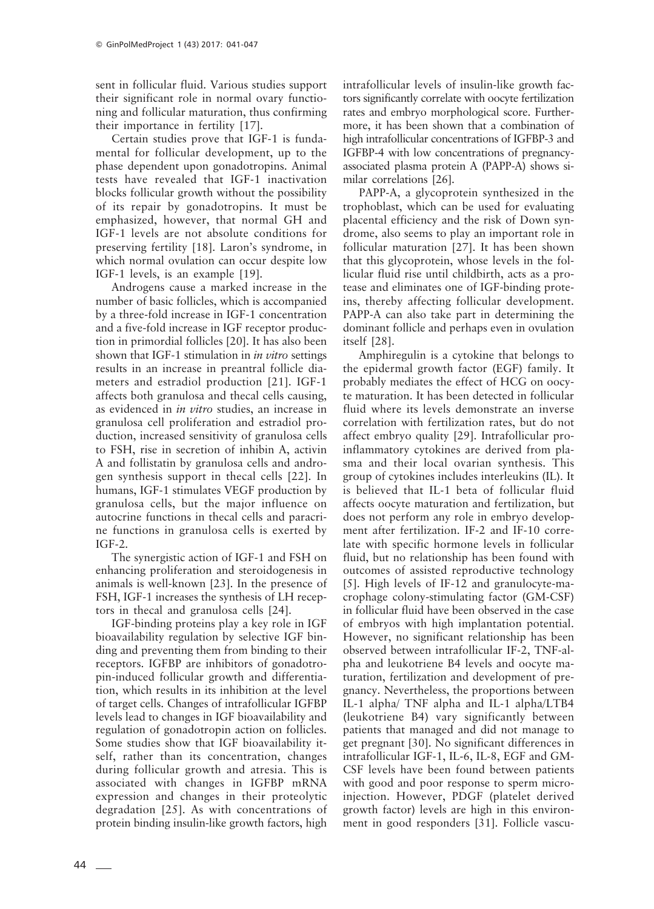sent in follicular fluid. Various studies support their significant role in normal ovary functioning and follicular maturation, thus confirming their importance in fertility [17].

Certain studies prove that IGF-1 is fundamental for follicular development, up to the phase dependent upon gonadotropins. Animal tests have revealed that IGF-1 inactivation blocks follicular growth without the possibility of its repair by gonadotropins. It must be emphasized, however, that normal GH and IGF-1 levels are not absolute conditions for preserving fertility [18]. Laron's syndrome, in which normal ovulation can occur despite low IGF-1 levels, is an example [19].

Androgens cause a marked increase in the number of basic follicles, which is accompanied by a three-fold increase in IGF-1 concentration and a five-fold increase in IGF receptor production in primordial follicles [20]. It has also been shown that IGF-1 stimulation in *in vitro* settings results in an increase in preantral follicle diameters and estradiol production [21]. IGF-1 affects both granulosa and thecal cells causing, as evidenced in *in vitro* studies, an increase in granulosa cell proliferation and estradiol production, increased sensitivity of granulosa cells to FSH, rise in secretion of inhibin A, activin A and follistatin by granulosa cells and androgen synthesis support in thecal cells [22]. In humans, IGF-1 stimulates VEGF production by granulosa cells, but the major influence on autocrine functions in thecal cells and paracrine functions in granulosa cells is exerted by IGF-2.

The synergistic action of IGF-1 and FSH on enhancing proliferation and steroidogenesis in animals is well-known [23]. In the presence of FSH, IGF-1 increases the synthesis of LH receptors in thecal and granulosa cells [24].

IGF-binding proteins play a key role in IGF bioavailability regulation by selective IGF binding and preventing them from binding to their receptors. IGFBP are inhibitors of gonadotropin-induced follicular growth and differentiation, which results in its inhibition at the level of target cells. Changes of intrafollicular IGFBP levels lead to changes in IGF bioavailability and regulation of gonadotropin action on follicles. Some studies show that IGF bioavailability itself, rather than its concentration, changes during follicular growth and atresia. This is associated with changes in IGFBP mRNA expression and changes in their proteolytic degradation [25]. As with concentrations of protein binding insulin-like growth factors, high intrafollicular levels of insulin-like growth factors significantly correlate with oocyte fertilization rates and embryo morphological score. Furthermore, it has been shown that a combination of high intrafollicular concentrations of IGFBP-3 and IGFBP-4 with low concentrations of pregnancy-associated plasma protein A (PAPP-A) shows similar correlations [26].

PAPP-A, a glycoprotein synthesized in the trophoblast, which can be used for evaluating placental efficiency and the risk of Down syndrome, also seems to play an important role in follicular maturation [27]. It has been shown that this glycoprotein, whose levels in the follicular fluid rise until childbirth, acts as a protease and eliminates one of IGF-binding proteins, thereby affecting follicular development. PAPP-A can also take part in determining the dominant follicle and perhaps even in ovulation itself [28].

Amphiregulin is a cytokine that belongs to the epidermal growth factor (EGF) family. It probably mediates the effect of HCG on oocyte maturation. It has been detected in follicular fluid where its levels demonstrate an inverse correlation with fertilization rates, but do not affect embryo quality [29]. Intrafollicular pro-inflammatory cytokines are derived from plasma and their local ovarian synthesis. This group of cytokines includes interleukins (IL). It is believed that IL-1 beta of follicular fluid affects oocyte maturation and fertilization, but does not perform any role in embryo development after fertilization. IF-2 and IF-10 correlate with specific hormone levels in follicular fluid, but no relationship has been found with outcomes of assisted reproductive technology [5]. High levels of IF-12 and granulocyte-macrophage colony-stimulating factor (GM-CSF) in follicular fluid have been observed in the case of embryos with high implantation potential. However, no significant relationship has been observed between intrafollicular IF-2, TNF-alpha and leukotriene B4 levels and oocyte maturation, fertilization and development of pregnancy. Nevertheless, the proportions between IL-1 alpha/ TNF alpha and IL-1 alpha/LTB4 (leukotriene B4) vary significantly between patients that managed and did not manage to get pregnant [30]. No significant differences in intrafollicular IGF-1, IL-6, IL-8, EGF and GM-CSF levels have been found between patients with good and poor response to sperm microinjection. However, PDGF (platelet derived growth factor) levels are high in this environment in good responders [31]. Follicle vascu-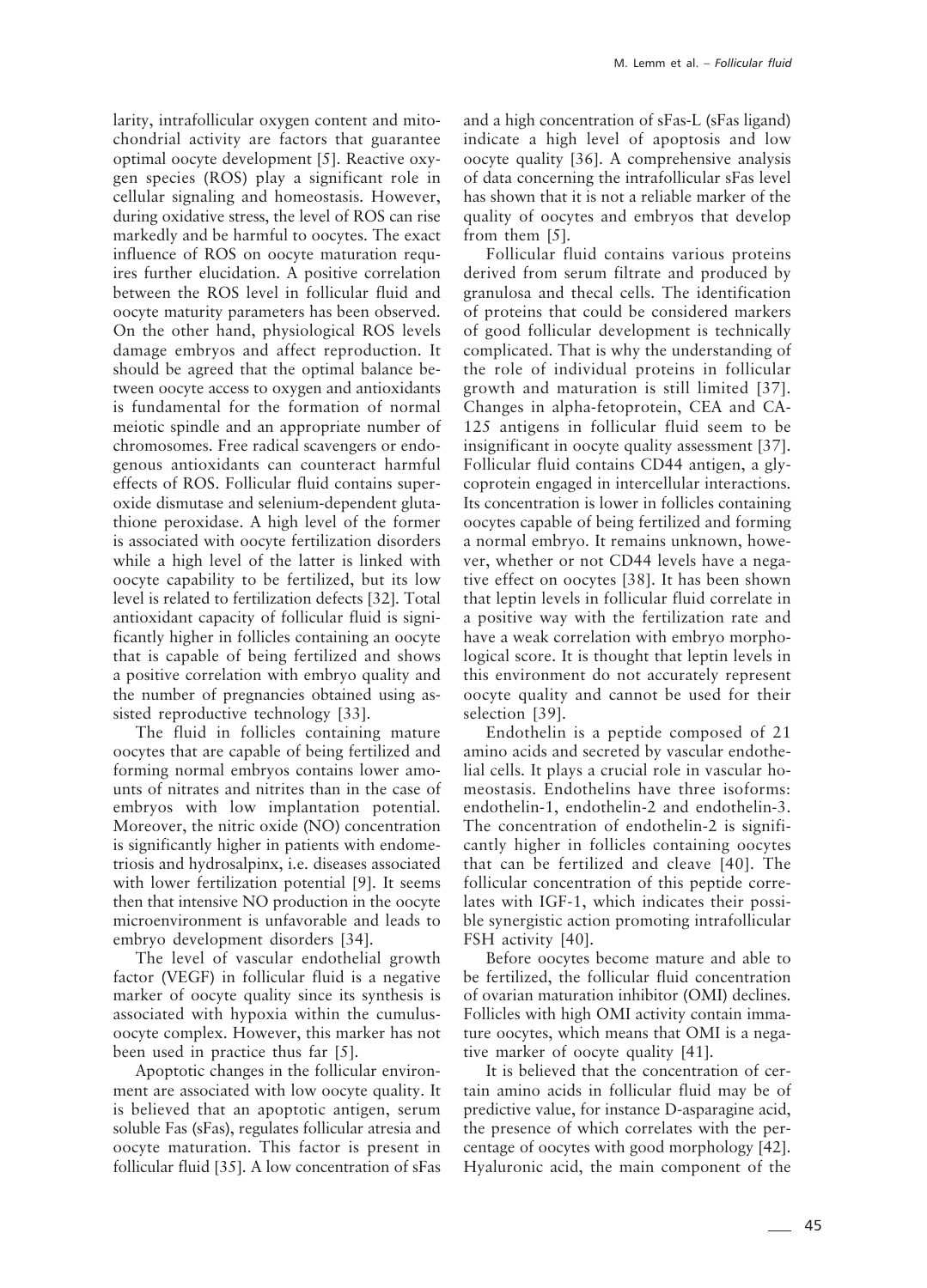larity, intrafollicular oxygen content and mitochondrial activity are factors that guarantee optimal oocyte development [5]. Reactive oxygen species (ROS) play a significant role in cellular signaling and homeostasis. However, during oxidative stress, the level of ROS can rise markedly and be harmful to oocytes. The exact influence of ROS on oocyte maturation requires further elucidation. A positive correlation between the ROS level in follicular fluid and oocyte maturity parameters has been observed. On the other hand, physiological ROS levels damage embryos and affect reproduction. It should be agreed that the optimal balance between oocyte access to oxygen and antioxidants is fundamental for the formation of normal meiotic spindle and an appropriate number of chromosomes. Free radical scavengers or endogenous antioxidants can counteract harmful effects of ROS. Follicular fluid contains superoxide dismutase and selenium-dependent glutathione peroxidase. A high level of the former is associated with oocyte fertilization disorders while a high level of the latter is linked with oocyte capability to be fertilized, but its low level is related to fertilization defects [32]. Total antioxidant capacity of follicular fluid is significantly higher in follicles containing an oocyte that is capable of being fertilized and shows a positive correlation with embryo quality and the number of pregnancies obtained using assisted reproductive technology [33].

The fluid in follicles containing mature oocytes that are capable of being fertilized and forming normal embryos contains lower amounts of nitrates and nitrites than in the case of embryos with low implantation potential. Moreover, the nitric oxide (NO) concentration is significantly higher in patients with endometriosis and hydrosalpinx, i.e. diseases associated with lower fertilization potential [9]. It seems then that intensive NO production in the oocyte microenvironment is unfavorable and leads to embryo development disorders [34].

The level of vascular endothelial growth factor (VEGF) in follicular fluid is a negative marker of oocyte quality since its synthesis is associated with hypoxia within the cumulus-oocyte complex. However, this marker has not been used in practice thus far [5].

Apoptotic changes in the follicular environment are associated with low oocyte quality. It is believed that an apoptotic antigen, serum soluble Fas (sFas), regulates follicular atresia and oocyte maturation. This factor is present in follicular fluid [35]. A low concentration of sFas and a high concentration of sFas-L (sFas ligand) indicate a high level of apoptosis and low oocyte quality [36]. A comprehensive analysis of data concerning the intrafollicular sFas level has shown that it is not a reliable marker of the quality of oocytes and embryos that develop from them [5].

Follicular fluid contains various proteins derived from serum filtrate and produced by granulosa and thecal cells. The identification of proteins that could be considered markers of good follicular development is technically complicated. That is why the understanding of the role of individual proteins in follicular growth and maturation is still limited [37]. Changes in alpha-fetoprotein, CEA and CA-125 antigens in follicular fluid seem to be insignificant in oocyte quality assessment [37]. Follicular fluid contains CD44 antigen, a glycoprotein engaged in intercellular interactions. Its concentration is lower in follicles containing oocytes capable of being fertilized and forming a normal embryo. It remains unknown, however, whether or not CD44 levels have a negative effect on oocytes [38]. It has been shown that leptin levels in follicular fluid correlate in a positive way with the fertilization rate and have a weak correlation with embryo morphological score. It is thought that leptin levels in this environment do not accurately represent oocyte quality and cannot be used for their selection [39].

Endothelin is a peptide composed of 21 amino acids and secreted by vascular endothelial cells. It plays a crucial role in vascular homeostasis. Endothelins have three isoforms: endothelin-1, endothelin-2 and endothelin-3. The concentration of endothelin-2 is significantly higher in follicles containing oocytes that can be fertilized and cleave [40]. The follicular concentration of this peptide correlates with IGF-1, which indicates their possible synergistic action promoting intrafollicular FSH activity [40].

Before oocytes become mature and able to be fertilized, the follicular fluid concentration of ovarian maturation inhibitor (OMI) declines. Follicles with high OMI activity contain immature oocytes, which means that OMI is a negative marker of oocyte quality [41].

It is believed that the concentration of certain amino acids in follicular fluid may be of predictive value, for instance D-asparagine acid, the presence of which correlates with the percentage of oocytes with good morphology [42]. Hyaluronic acid, the main component of the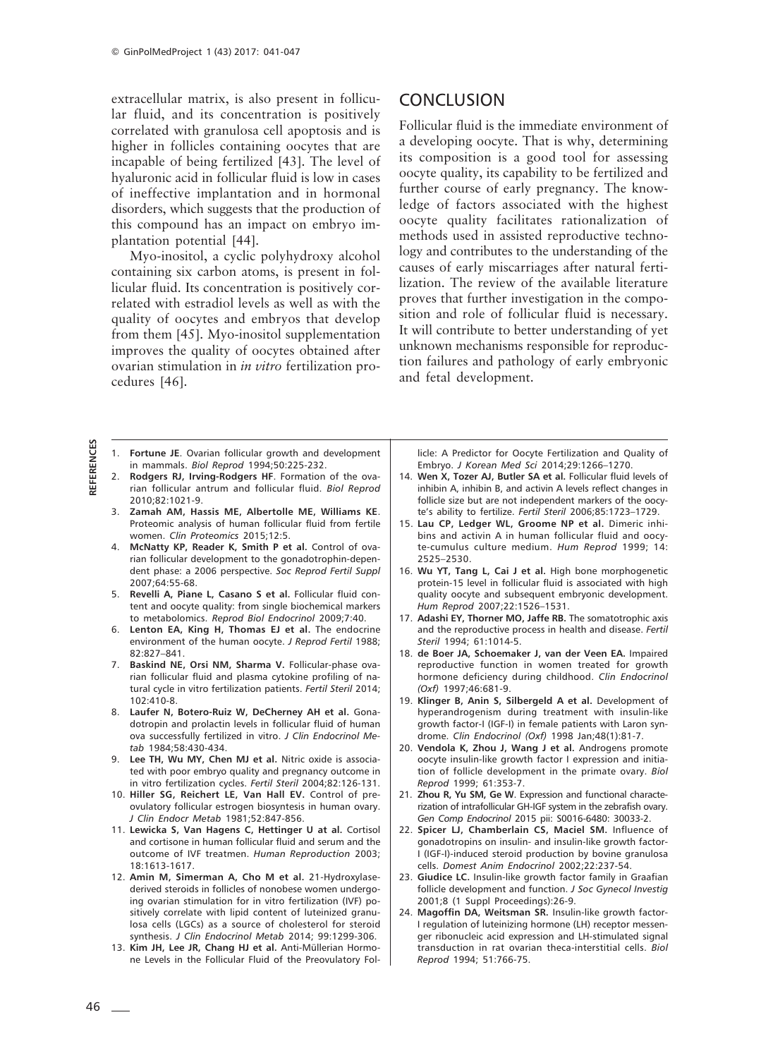extracellular matrix, is also present in follicular fluid, and its concentration is positively correlated with granulosa cell apoptosis and is higher in follicles containing oocytes that are incapable of being fertilized [43]. The level of hyaluronic acid in follicular fluid is low in cases of ineffective implantation and in hormonal disorders, which suggests that the production of this compound has an impact on embryo implantation potential [44].

Myo-inositol, a cyclic polyhydroxy alcohol containing six carbon atoms, is present in follicular fluid. Its concentration is positively correlated with estradiol levels as well as with the quality of oocytes and embryos that develop from them [45]. Myo-inositol supplementation improves the quality of oocytes obtained after ovarian stimulation in *in vitro* fertilization procedures [46].

## CONCLUSION

Follicular fluid is the immediate environment of a developing oocyte. That is why, determining its composition is a good tool for assessing oocyte quality, its capability to be fertilized and further course of early pregnancy. The knowledge of factors associated with the highest oocyte quality facilitates rationalization of methods used in assisted reproductive technology and contributes to the understanding of the causes of early miscarriages after natural fertilization. The review of the available literature proves that further investigation in the composition and role of follicular fluid is necessary. It will contribute to better understanding of yet unknown mechanisms responsible for reproduction failures and pathology of early embryonic and fetal development.

## REFERENCES

1. **Fortune JE**. Ovarian follicular growth and development in mammals. *Biol Reprod* 1994;50:225-232.
2. **Rodgers RJ, Irving-Rodgers HF**. Formation of the ovarian follicular antrum and follicular fluid. *Biol Reprod* 2010;82:1021-9.
3. **Zamah AM, Hassis ME, Albertolle ME, Williams KE**. Proteomic analysis of human follicular fluid from fertile women. *Clin Proteomics* 2015;12:5.
4. **McNatty KP, Reader K, Smith P et al.** Control of ovarian follicular development to the gonadotrophin-dependent phase: a 2006 perspective. *Soc Reprod Fertil Suppl* 2007;64:55-68.
5. **Revelli A, Piane L, Casano S et al.** Follicular fluid content and oocyte quality: from single biochemical markers to metabolomics. *Reprod Biol Endocrinol* 2009;7:40.
6. **Lenton EA, King H, Thomas EJ et al.** The endocrine environment of the human oocyte. *J Reprod Fertil* 1988; 82:827–841.
7. **Baskind NE, Orsi NM, Sharma V.** Follicular-phase ovarian follicular fluid and plasma cytokine profiling of natural cycle in vitro fertilization patients. *Fertil Steril* 2014; 102:410-8.
8. **Laufer N, Botero-Ruiz W, DeCherney AH et al.** Gonadotropin and prolactin levels in follicular fluid of human ova successfully fertilized in vitro. *J Clin Endocrinol Metab* 1984;58:430-434.
9. **Lee TH, Wu MY, Chen MJ et al.** Nitric oxide is associated with poor embryo quality and pregnancy outcome in in vitro fertilization cycles. *Fertil Steril* 2004;82:126-131.
10. **Hiller SG, Reichert LE, Van Hall EV.** Control of preovulatory follicular estrogen biosyntesis in human ovary. *J Clin Endocr Metab* 1981;52:847-856.
11. **Lewicka S, Van Hagens C, Hettinger U at al.** Cortisol and cortisone in human follicular fluid and serum and the outcome of IVF treatmen. *Human Reproduction* 2003; 18:1613-1617.
12. **Amin M, Simerman A, Cho M et al.** 21-Hydroxylase-derived steroids in follicles of nonobese women undergoing ovarian stimulation for in vitro fertilization (IVF) positively correlate with lipid content of luteinized granulosa cells (LGCs) as a source of cholesterol for steroid synthesis. *J Clin Endocrinol Metab* 2014; 99:1299-306.
13. **Kim JH, Lee JR, Chang HJ et al.** Anti-Müllerian Hormone Levels in the Follicular Fluid of the Preovulatory Follicle: A Predictor for Oocyte Fertilization and Quality of Embryo. *J Korean Med Sci* 2014;29:1266–1270.
14. **Wen X, Tozer AJ, Butler SA et al.** Follicular fluid levels of inhibin A, inhibin B, and activin A levels reflect changes in follicle size but are not independent markers of the oocyte's ability to fertilize. *Fertil Steril* 2006;85:1723–1729.
15. **Lau CP, Ledger WL, Groome NP et al.** Dimeric inhibins and activin A in human follicular fluid and oocyte-cumulus culture medium. *Hum Reprod* 1999; 14: 2525–2530.
16. **Wu YT, Tang L, Cai J et al.** High bone morphogenetic protein-15 level in follicular fluid is associated with high quality oocyte and subsequent embryonic development. *Hum Reprod* 2007;22:1526–1531.
17. **Adashi EY, Thorner MO, Jaffe RB.** The somatotrophic axis and the reproductive process in health and disease. *Fertil Steril* 1994; 61:1014-5.
18. **de Boer JA, Schoemaker J, van der Veen EA.** Impaired reproductive function in women treated for growth hormone deficiency during childhood. *Clin Endocrinol (Oxf)* 1997;46:681-9.
19. **Klinger B, Anin S, Silbergeld A et al.** Development of hyperandrogenism during treatment with insulin-like growth factor-I (IGF-I) in female patients with Laron syndrome. *Clin Endocrinol (Oxf)* 1998 Jan;48(1):81-7.
20. **Vendola K, Zhou J, Wang J et al.** Androgens promote oocyte insulin-like growth factor I expression and initiation of follicle development in the primate ovary. *Biol Reprod* 1999; 61:353-7.
21. **Zhou R, Yu SM, Ge W**. Expression and functional characterization of intrafollicular GH-IGF system in the zebrafish ovary. *Gen Comp Endocrinol* 2015 pii: S0016-6480: 30033-2.
22. **Spicer LJ, Chamberlain CS, Maciel SM.** Influence of gonadotropins on insulin- and insulin-like growth factor-I (IGF-I)-induced steroid production by bovine granulosa cells. *Domest Anim Endocrinol* 2002;22:237-54.
23. **Giudice LC.** Insulin-like growth factor family in Graafian follicle development and function. *J Soc Gynecol Investig* 2001;8 (1 Suppl Proceedings):26-9.
24. **Magoffin DA, Weitsman SR.** Insulin-like growth factor-I regulation of luteinizing hormone (LH) receptor messenger ribonucleic acid expression and LH-stimulated signal transduction in rat ovarian theca-interstitial cells. *Biol Reprod* 1994; 51:766-75.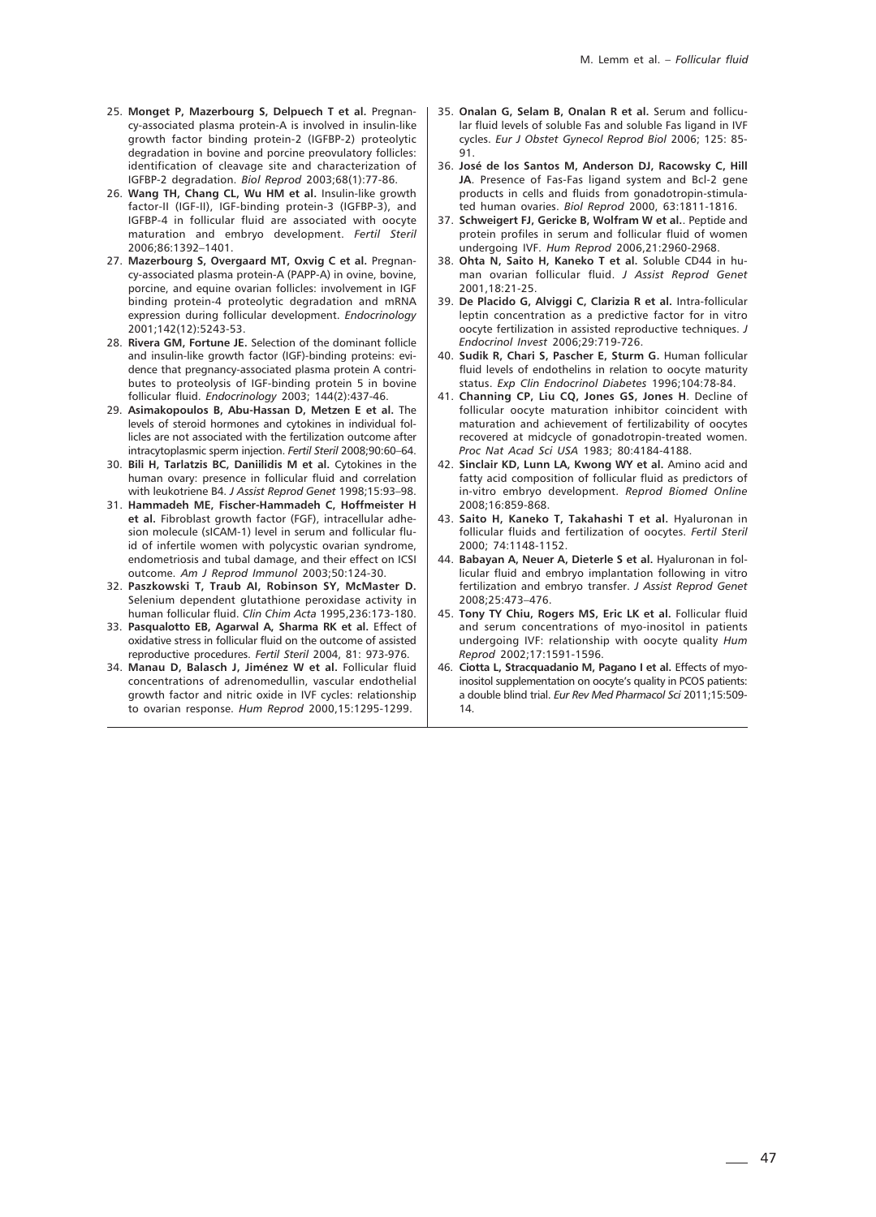25. **Monget P, Mazerbourg S, Delpuech T et al.** Pregnancy-associated plasma protein-A is involved in insulin-like growth factor binding protein-2 (IGFBP-2) proteolytic degradation in bovine and porcine preovulatory follicles: identification of cleavage site and characterization of IGFBP-2 degradation. *Biol Reprod* 2003;68(1):77-86.
26. **Wang TH, Chang CL, Wu HM et al.** Insulin-like growth factor-II (IGF-II), IGF-binding protein-3 (IGFBP-3), and IGFBP-4 in follicular fluid are associated with oocyte maturation and embryo development. *Fertil Steril* 2006;86:1392–1401.
27. **Mazerbourg S, Overgaard MT, Oxvig C et al.** Pregnancy-associated plasma protein-A (PAPP-A) in ovine, bovine, porcine, and equine ovarian follicles: involvement in IGF binding protein-4 proteolytic degradation and mRNA expression during follicular development. *Endocrinology* 2001;142(12):5243-53.
28. **Rivera GM, Fortune JE.** Selection of the dominant follicle and insulin-like growth factor (IGF)-binding proteins: evidence that pregnancy-associated plasma protein A contributes to proteolysis of IGF-binding protein 5 in bovine follicular fluid. *Endocrinology* 2003; 144(2):437-46.
29. **Asimakopoulos B, Abu-Hassan D, Metzen E et al.** The levels of steroid hormones and cytokines in individual follicles are not associated with the fertilization outcome after intracytoplasmic sperm injection. *Fertil Steril* 2008;90:60–64.
30. **Bili H, Tarlatzis BC, Daniilidis M et al.** Cytokines in the human ovary: presence in follicular fluid and correlation with leukotriene B4. *J Assist Reprod Genet* 1998;15:93–98.
31. **Hammadeh ME, Fischer-Hammadeh C, Hoffmeister H et al.** Fibroblast growth factor (FGF), intracellular adhesion molecule (sICAM-1) level in serum and follicular fluid of infertile women with polycystic ovarian syndrome, endometriosis and tubal damage, and their effect on ICSI outcome. *Am J Reprod Immunol* 2003;50:124-30.
32. **Paszkowski T, Traub AI, Robinson SY, McMaster D.** Selenium dependent glutathione peroxidase activity in human follicular fluid. *Clin Chim Acta* 1995,236:173-180.
33. **Pasqualotto EB, Agarwal A, Sharma RK et al.** Effect of oxidative stress in follicular fluid on the outcome of assisted reproductive procedures. *Fertil Steril* 2004, 81: 973-976.
34. **Manau D, Balasch J, Jiménez W et al.** Follicular fluid concentrations of adrenomedullin, vascular endothelial growth factor and nitric oxide in IVF cycles: relationship to ovarian response. *Hum Reprod* 2000,15:1295-1299.
35. **Onalan G, Selam B, Onalan R et al.** Serum and follicular fluid levels of soluble Fas and soluble Fas ligand in IVF cycles. *Eur J Obstet Gynecol Reprod Biol* 2006; 125: 85-91.
36. **José de los Santos M, Anderson DJ, Racowsky C, Hill JA**. Presence of Fas-Fas ligand system and Bcl-2 gene products in cells and fluids from gonadotropin-stimulated human ovaries. *Biol Reprod* 2000, 63:1811-1816.
37. **Schweigert FJ, Gericke B, Wolfram W et al.**. Peptide and protein profiles in serum and follicular fluid of women undergoing IVF. *Hum Reprod* 2006,21:2960-2968.
38. **Ohta N, Saito H, Kaneko T et al.** Soluble CD44 in human ovarian follicular fluid. *J Assist Reprod Genet* 2001,18:21-25.
39. **De Placido G, Alviggi C, Clarizia R et al.** Intra-follicular leptin concentration as a predictive factor for in vitro oocyte fertilization in assisted reproductive techniques. *J Endocrinol Invest* 2006;29:719-726.
40. **Sudik R, Chari S, Pascher E, Sturm G.** Human follicular fluid levels of endothelins in relation to oocyte maturity status. *Exp Clin Endocrinol Diabetes* 1996;104:78-84.
41. **Channing CP, Liu CQ, Jones GS, Jones H**. Decline of follicular oocyte maturation inhibitor coincident with maturation and achievement of fertilizability of oocytes recovered at midcycle of gonadotropin-treated women. *Proc Nat Acad Sci USA* 1983; 80:4184-4188.
42. **Sinclair KD, Lunn LA, Kwong WY et al.** Amino acid and fatty acid composition of follicular fluid as predictors of in-vitro embryo development. *Reprod Biomed Online* 2008;16:859-868.
43. **Saito H, Kaneko T, Takahashi T et al.** Hyaluronan in follicular fluids and fertilization of oocytes. *Fertil Steril* 2000; 74:1148-1152.
44. **Babayan A, Neuer A, Dieterle S et al.** Hyaluronan in follicular fluid and embryo implantation following in vitro fertilization and embryo transfer. *J Assist Reprod Genet* 2008;25:473–476.
45. **Tony TY Chiu, Rogers MS, Eric LK et al.** Follicular fluid and serum concentrations of myo-inositol in patients undergoing IVF: relationship with oocyte quality *Hum Reprod* 2002;17:1591-1596.
46. **Ciotta L, Stracquadanio M, Pagano I et al.** Effects of myo-inositol supplementation on oocyte's quality in PCOS patients: a double blind trial. *Eur Rev Med Pharmacol Sci* 2011;15:509-14.